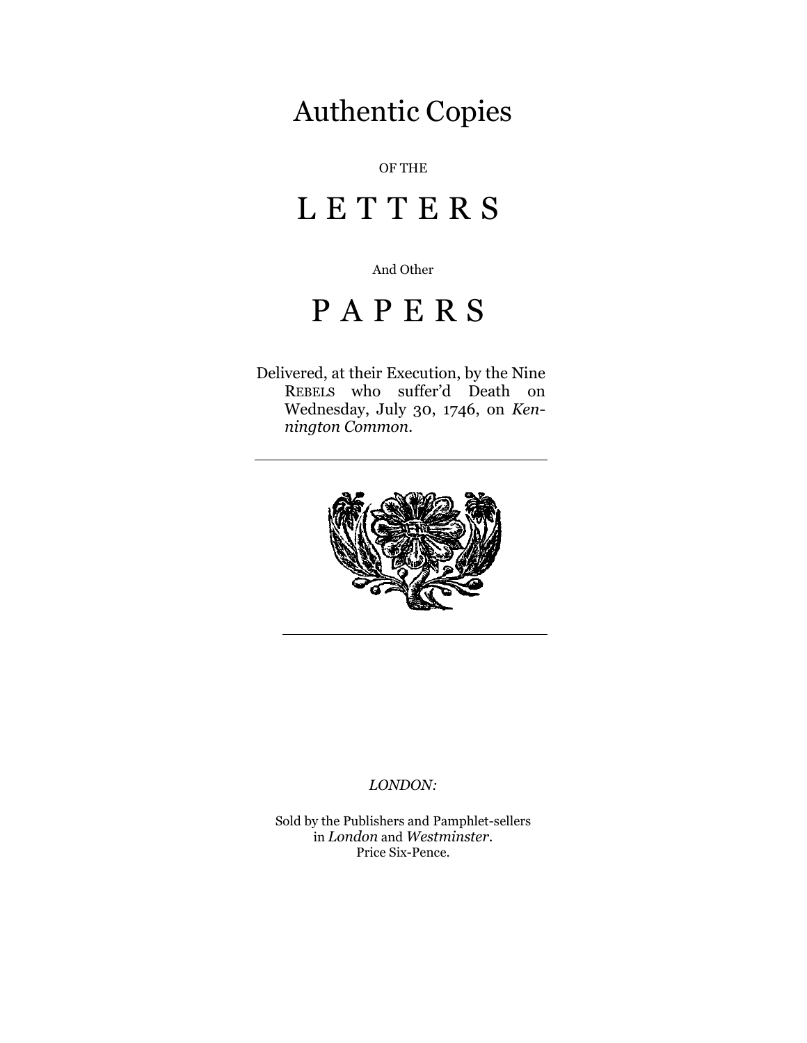# Authentic Copies

OF THE

# L E T T E R S

And Other

# P A P E R S

Delivered, at their Execution, by the Nine REBELS who suffer'd Death on Wednesday, July 30, 1746, on *Kennington Common*.

---

---

*LONDON:*

Sold by the Publishers and Pamphlet-sellers in *London* and *Westminster*.
Price Six-Pence.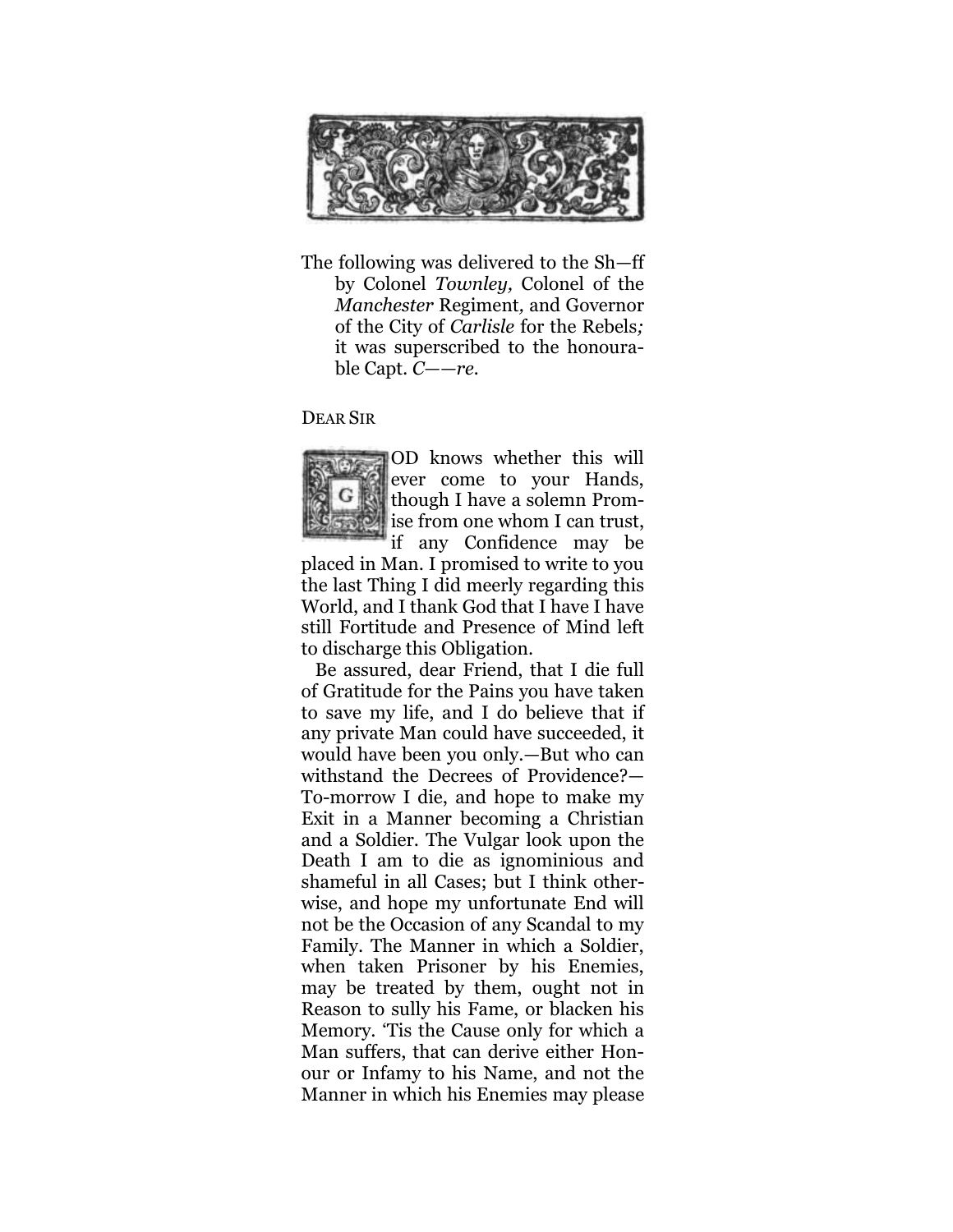The following was delivered to the Sh—ff by Colonel *Townley,* Colonel of the *Manchester* Regiment, and Governor of the City of *Carlisle* for the Rebels*;* it was superscribed to the honourable Capt. *C——re.*

DEAR SIR

GOD knows whether this will ever come to your Hands, though I have a solemn Promise from one whom I can trust, if any Confidence may be placed in Man. I promised to write to you the last Thing I did meerly regarding this World, and I thank God that I have I have still Fortitude and Presence of Mind left to discharge this Obligation.

Be assured, dear Friend, that I die full of Gratitude for the Pains you have taken to save my life, and I do believe that if any private Man could have succeeded, it would have been you only.—But who can withstand the Decrees of Providence?—To-morrow I die, and hope to make my Exit in a Manner becoming a Christian and a Soldier. The Vulgar look upon the Death I am to die as ignominious and shameful in all Cases; but I think otherwise, and hope my unfortunate End will not be the Occasion of any Scandal to my Family. The Manner in which a Soldier, when taken Prisoner by his Enemies, may be treated by them, ought not in Reason to sully his Fame, or blacken his Memory. 'Tis the Cause only for which a Man suffers, that can derive either Honour or Infamy to his Name, and not the Manner in which his Enemies may please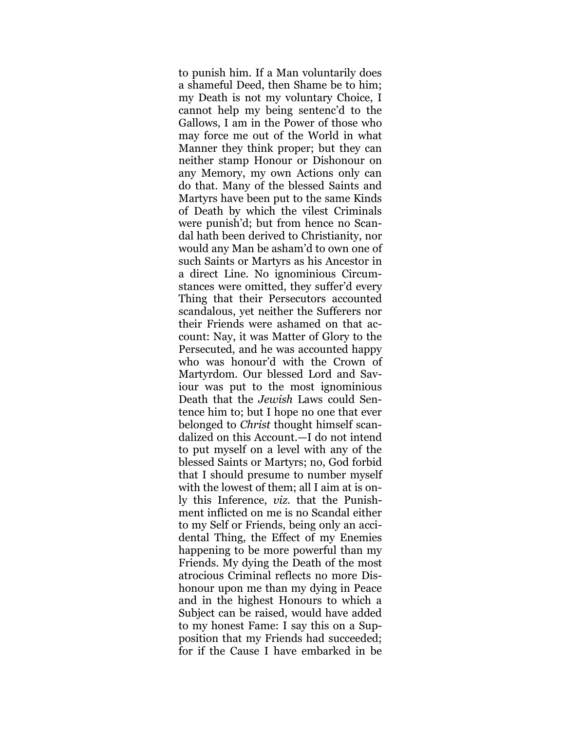to punish him. If a Man voluntarily does a shameful Deed, then Shame be to him; my Death is not my voluntary Choice, I cannot help my being sentenc'd to the Gallows, I am in the Power of those who may force me out of the World in what Manner they think proper; but they can neither stamp Honour or Dishonour on any Memory, my own Actions only can do that. Many of the blessed Saints and Martyrs have been put to the same Kinds of Death by which the vilest Criminals were punish'd; but from hence no Scandal hath been derived to Christianity, nor would any Man be asham'd to own one of such Saints or Martyrs as his Ancestor in a direct Line. No ignominious Circumstances were omitted, they suffer'd every Thing that their Persecutors accounted scandalous, yet neither the Sufferers nor their Friends were ashamed on that account: Nay, it was Matter of Glory to the Persecuted, and he was accounted happy who was honour'd with the Crown of Martyrdom. Our blessed Lord and Saviour was put to the most ignominious Death that the *Jewish* Laws could Sentence him to; but I hope no one that ever belonged to *Christ* thought himself scandalized on this Account.—I do not intend to put myself on a level with any of the blessed Saints or Martyrs; no, God forbid that I should presume to number myself with the lowest of them; all I aim at is only this Inference, *viz.* that the Punishment inflicted on me is no Scandal either to my Self or Friends, being only an accidental Thing, the Effect of my Enemies happening to be more powerful than my Friends. My dying the Death of the most atrocious Criminal reflects no more Dishonour upon me than my dying in Peace and in the highest Honours to which a Subject can be raised, would have added to my honest Fame: I say this on a Supposition that my Friends had succeeded; for if the Cause I have embarked in be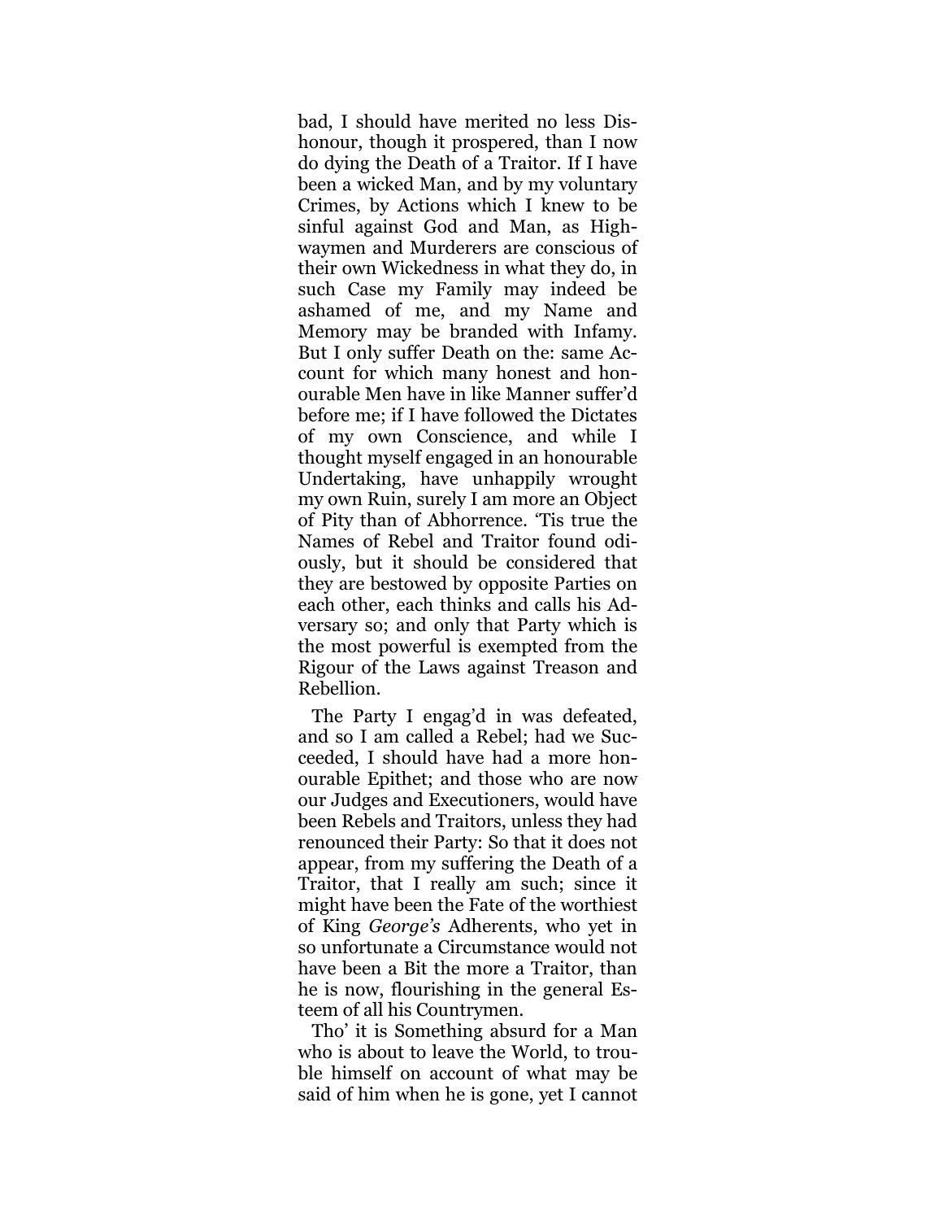bad, I should have merited no less Dishonour, though it prospered, than I now do dying the Death of a Traitor. If I have been a wicked Man, and by my voluntary Crimes, by Actions which I knew to be sinful against God and Man, as Highwaymen and Murderers are conscious of their own Wickedness in what they do, in such Case my Family may indeed be ashamed of me, and my Name and Memory may be branded with Infamy. But I only suffer Death on the: same Account for which many honest and honourable Men have in like Manner suffer'd before me; if I have followed the Dictates of my own Conscience, and while I thought myself engaged in an honourable Undertaking, have unhappily wrought my own Ruin, surely I am more an Object of Pity than of Abhorrence. 'Tis true the Names of Rebel and Traitor found odiously, but it should be considered that they are bestowed by opposite Parties on each other, each thinks and calls his Adversary so; and only that Party which is the most powerful is exempted from the Rigour of the Laws against Treason and Rebellion.

The Party I engag'd in was defeated, and so I am called a Rebel; had we Succeeded, I should have had a more honourable Epithet; and those who are now our Judges and Executioners, would have been Rebels and Traitors, unless they had renounced their Party: So that it does not appear, from my suffering the Death of a Traitor, that I really am such; since it might have been the Fate of the worthiest of King *George's* Adherents, who yet in so unfortunate a Circumstance would not have been a Bit the more a Traitor, than he is now, flourishing in the general Esteem of all his Countrymen.

Tho' it is Something absurd for a Man who is about to leave the World, to trouble himself on account of what may be said of him when he is gone, yet I cannot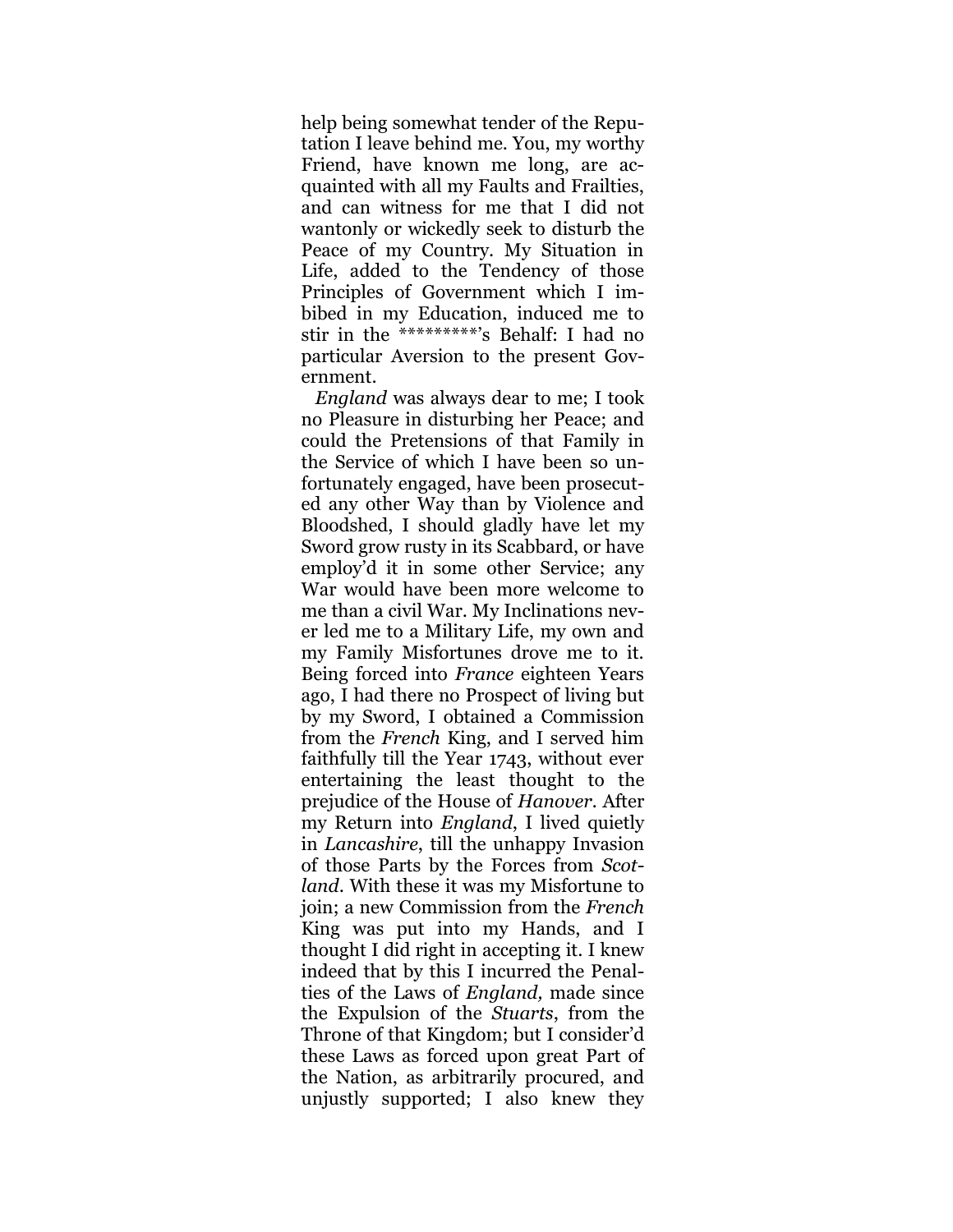help being somewhat tender of the Reputation I leave behind me. You, my worthy Friend, have known me long, are acquainted with all my Faults and Frailties, and can witness for me that I did not wantonly or wickedly seek to disturb the Peace of my Country. My Situation in Life, added to the Tendency of those Principles of Government which I imbibed in my Education, induced me to stir in the *********'s Behalf: I had no particular Aversion to the present Government.

*England* was always dear to me; I took no Pleasure in disturbing her Peace; and could the Pretensions of that Family in the Service of which I have been so unfortunately engaged, have been prosecuted any other Way than by Violence and Bloodshed, I should gladly have let my Sword grow rusty in its Scabbard, or have employ'd it in some other Service; any War would have been more welcome to me than a civil War. My Inclinations never led me to a Military Life, my own and my Family Misfortunes drove me to it. Being forced into *France* eighteen Years ago, I had there no Prospect of living but by my Sword, I obtained a Commission from the *French* King, and I served him faithfully till the Year 1743, without ever entertaining the least thought to the prejudice of the House of *Hanover*. After my Return into *England*, I lived quietly in *Lancashire*, till the unhappy Invasion of those Parts by the Forces from *Scotland*. With these it was my Misfortune to join; a new Commission from the *French* King was put into my Hands, and I thought I did right in accepting it. I knew indeed that by this I incurred the Penalties of the Laws of *England,* made since the Expulsion of the *Stuarts*, from the Throne of that Kingdom; but I consider'd these Laws as forced upon great Part of the Nation, as arbitrarily procured, and unjustly supported; I also knew they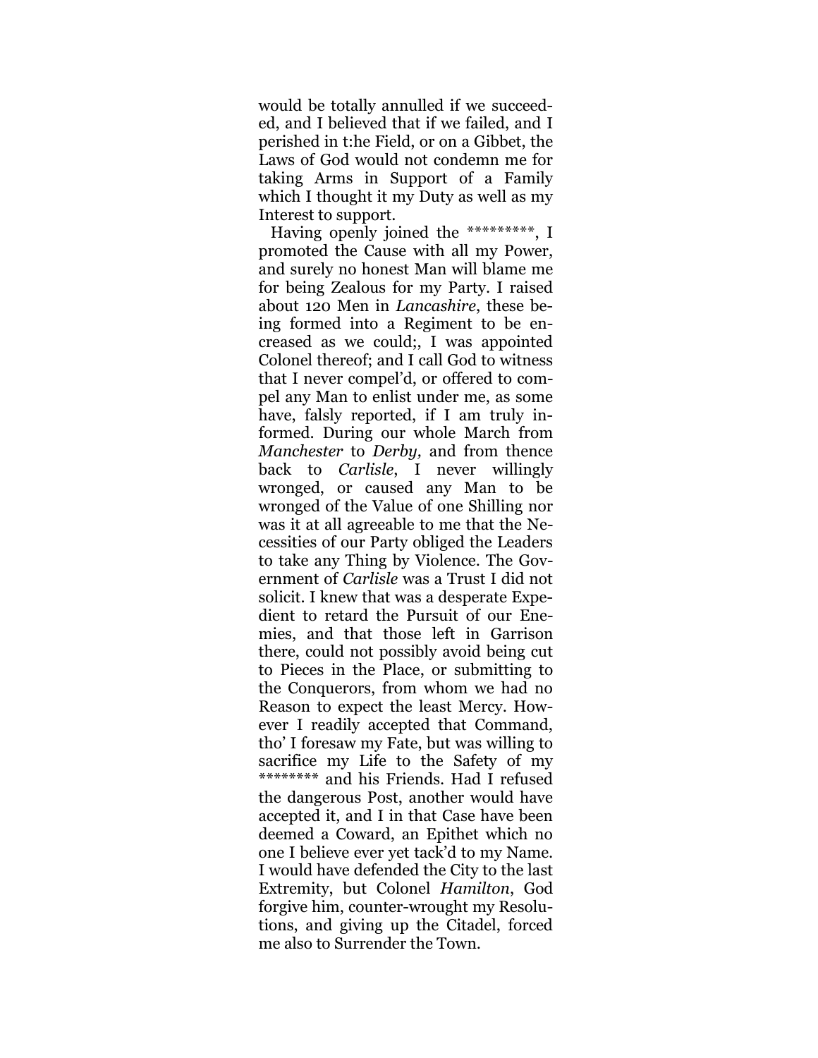would be totally annulled if we succeeded, and I believed that if we failed, and I perished in t:he Field, or on a Gibbet, the Laws of God would not condemn me for taking Arms in Support of a Family which I thought it my Duty as well as my Interest to support.

Having openly joined the *********, I promoted the Cause with all my Power, and surely no honest Man will blame me for being Zealous for my Party. I raised about 120 Men in *Lancashire*, these being formed into a Regiment to be encreased as we could;, I was appointed Colonel thereof; and I call God to witness that I never compel'd, or offered to compel any Man to enlist under me, as some have, falsly reported, if I am truly informed. During our whole March from *Manchester* to *Derby,* and from thence back to *Carlisle*, I never willingly wronged, or caused any Man to be wronged of the Value of one Shilling nor was it at all agreeable to me that the Necessities of our Party obliged the Leaders to take any Thing by Violence. The Government of *Carlisle* was a Trust I did not solicit. I knew that was a desperate Expedient to retard the Pursuit of our Enemies, and that those left in Garrison there, could not possibly avoid being cut to Pieces in the Place, or submitting to the Conquerors, from whom we had no Reason to expect the least Mercy. However I readily accepted that Command, tho' I foresaw my Fate, but was willing to sacrifice my Life to the Safety of my ******** and his Friends. Had I refused the dangerous Post, another would have accepted it, and I in that Case have been deemed a Coward, an Epithet which no one I believe ever yet tack'd to my Name. I would have defended the City to the last Extremity, but Colonel *Hamilton*, God forgive him, counter-wrought my Resolutions, and giving up the Citadel, forced me also to Surrender the Town.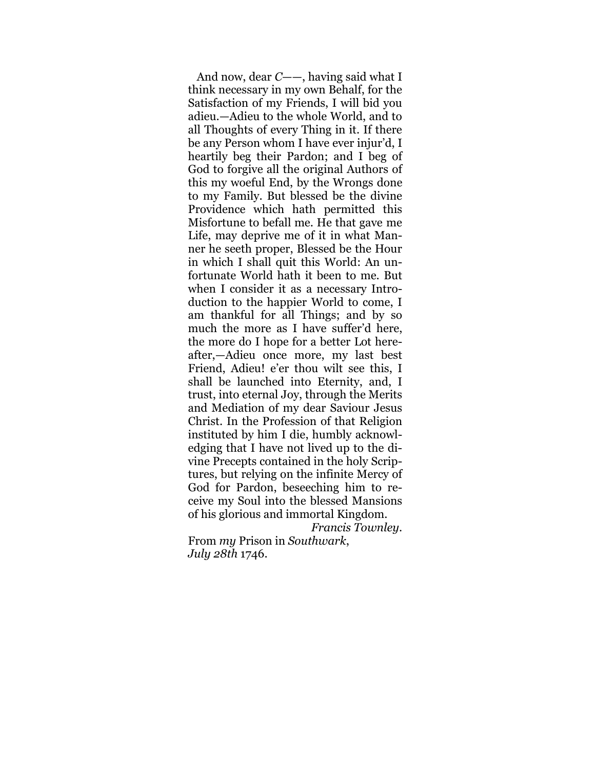And now, dear *C*——, having said what I think necessary in my own Behalf, for the Satisfaction of my Friends, I will bid you adieu.—Adieu to the whole World, and to all Thoughts of every Thing in it. If there be any Person whom I have ever injur'd, I heartily beg their Pardon; and I beg of God to forgive all the original Authors of this my woeful End, by the Wrongs done to my Family. But blessed be the divine Providence which hath permitted this Misfortune to befall me. He that gave me Life, may deprive me of it in what Manner he seeth proper, Blessed be the Hour in which I shall quit this World: An unfortunate World hath it been to me. But when I consider it as a necessary Introduction to the happier World to come, I am thankful for all Things; and by so much the more as I have suffer'd here, the more do I hope for a better Lot hereafter,—Adieu once more, my last best Friend, Adieu! e'er thou wilt see this, I shall be launched into Eternity, and, I trust, into eternal Joy, through the Merits and Mediation of my dear Saviour Jesus Christ. In the Profession of that Religion instituted by him I die, humbly acknowledging that I have not lived up to the divine Precepts contained in the holy Scriptures, but relying on the infinite Mercy of God for Pardon, beseeching him to receive my Soul into the blessed Mansions of his glorious and immortal Kingdom.

*Francis Townley*.

From *my* Prison in *Southwark*,
*July 28th* 1746.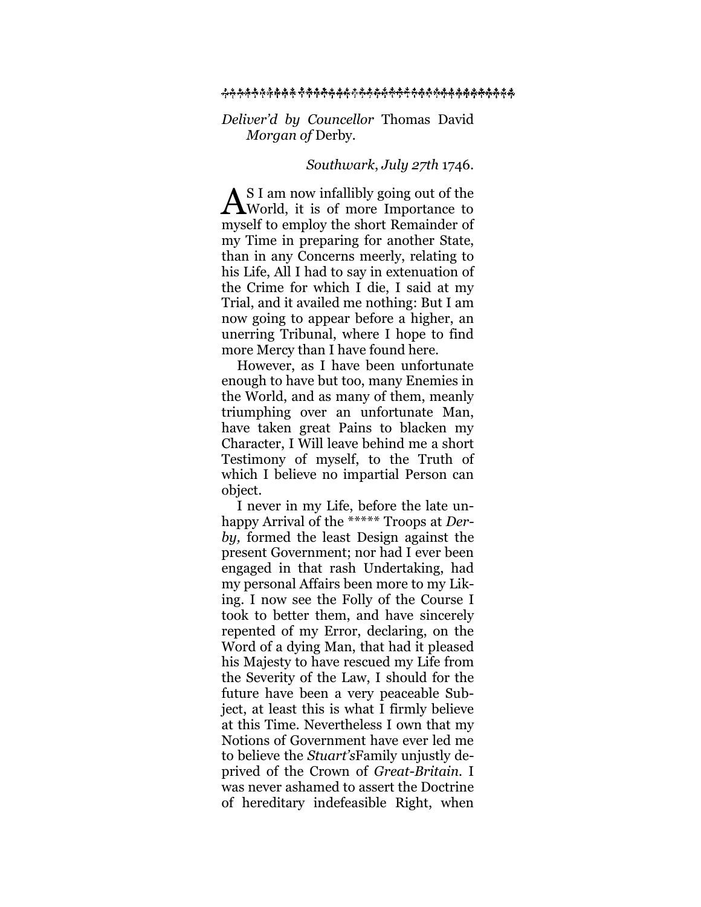Deliver'd by Councellor Thomas David *Morgan of* Derby.

*Southwark*, *July 27th* 1746.

AS I am now infallibly going out of the World, it is of more Importance to myself to employ the short Remainder of my Time in preparing for another State, than in any Concerns meerly, relating to his Life, All I had to say in extenuation of the Crime for which I die, I said at my Trial, and it availed me nothing: But I am now going to appear before a higher, an unerring Tribunal, where I hope to find more Mercy than I have found here.

However, as I have been unfortunate enough to have but too, many Enemies in the World, and as many of them, meanly triumphing over an unfortunate Man, have taken great Pains to blacken my Character, I Will leave behind me a short Testimony of myself, to the Truth of which I believe no impartial Person can object.

I never in my Life, before the late unhappy Arrival of the ***** Troops at *Derby,* formed the least Design against the present Government; nor had I ever been engaged in that rash Undertaking, had my personal Affairs been more to my Liking. I now see the Folly of the Course I took to better them, and have sincerely repented of my Error, declaring, on the Word of a dying Man, that had it pleased his Majesty to have rescued my Life from the Severity of the Law, I should for the future have been a very peaceable Subject, at least this is what I firmly believe at this Time. Nevertheless I own that my Notions of Government have ever led me to believe the *Stuart's*Family unjustly deprived of the Crown of *Great-Britain.* I was never ashamed to assert the Doctrine of hereditary indefeasible Right, when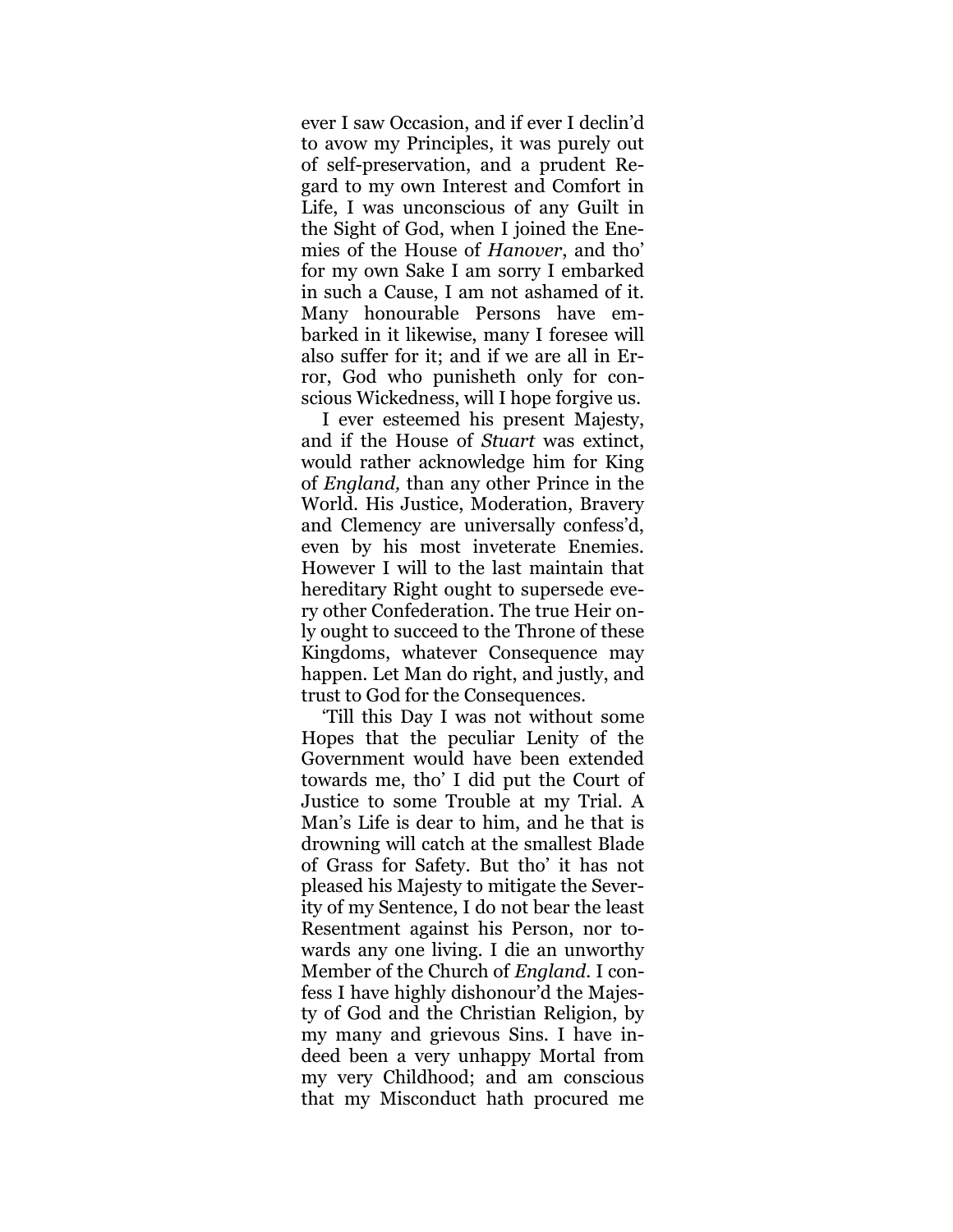ever I saw Occasion, and if ever I declin'd to avow my Principles, it was purely out of self-preservation, and a prudent Regard to my own Interest and Comfort in Life, I was unconscious of any Guilt in the Sight of God, when I joined the Enemies of the House of *Hanover*, and tho' for my own Sake I am sorry I embarked in such a Cause, I am not ashamed of it. Many honourable Persons have embarked in it likewise, many I foresee will also suffer for it; and if we are all in Error, God who punisheth only for conscious Wickedness, will I hope forgive us.

I ever esteemed his present Majesty, and if the House of *Stuart* was extinct, would rather acknowledge him for King of *England,* than any other Prince in the World. His Justice, Moderation, Bravery and Clemency are universally confess'd, even by his most inveterate Enemies. However I will to the last maintain that hereditary Right ought to supersede every other Confederation. The true Heir only ought to succeed to the Throne of these Kingdoms, whatever Consequence may happen. Let Man do right, and justly, and trust to God for the Consequences.

'Till this Day I was not without some Hopes that the peculiar Lenity of the Government would have been extended towards me, tho' I did put the Court of Justice to some Trouble at my Trial. A Man's Life is dear to him, and he that is drowning will catch at the smallest Blade of Grass for Safety. But tho' it has not pleased his Majesty to mitigate the Severity of my Sentence, I do not bear the least Resentment against his Person, nor towards any one living. I die an unworthy Member of the Church of *England*. I confess I have highly dishonour'd the Majesty of God and the Christian Religion, by my many and grievous Sins. I have indeed been a very unhappy Mortal from my very Childhood; and am conscious that my Misconduct hath procured me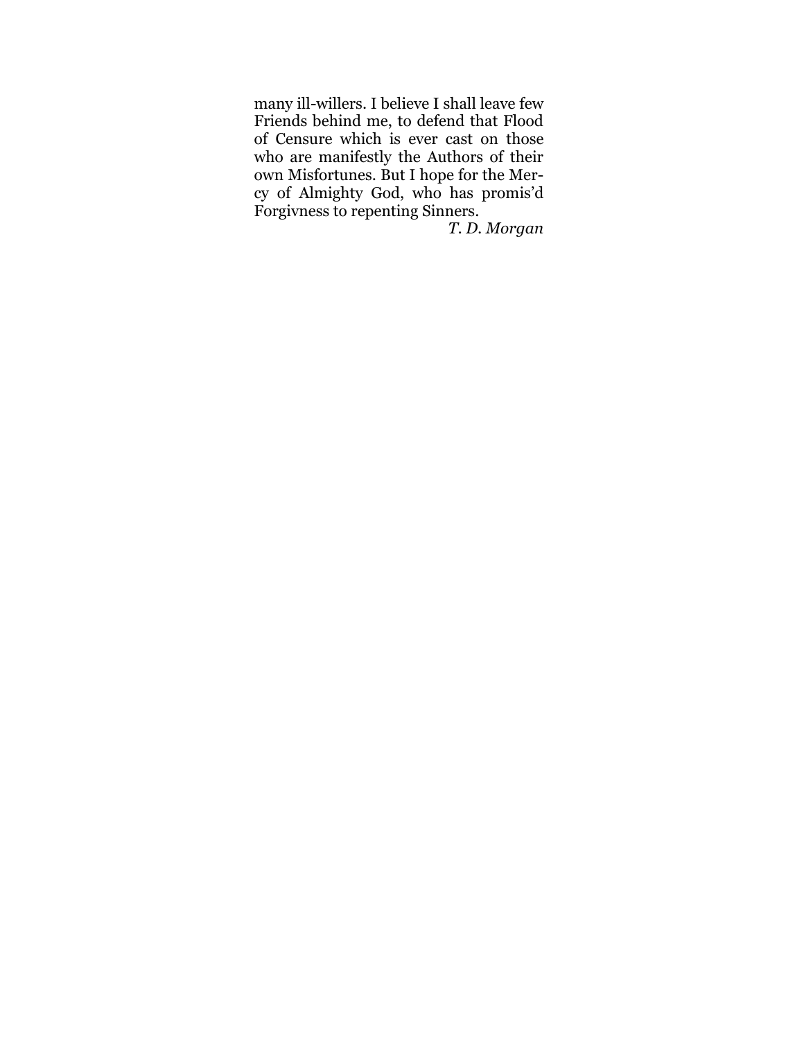many ill-willers. I believe I shall leave few Friends behind me, to defend that Flood of Censure which is ever cast on those who are manifestly the Authors of their own Misfortunes. But I hope for the Mercy of Almighty God, who has promis'd Forgivness to repenting Sinners.

*T. D. Morgan*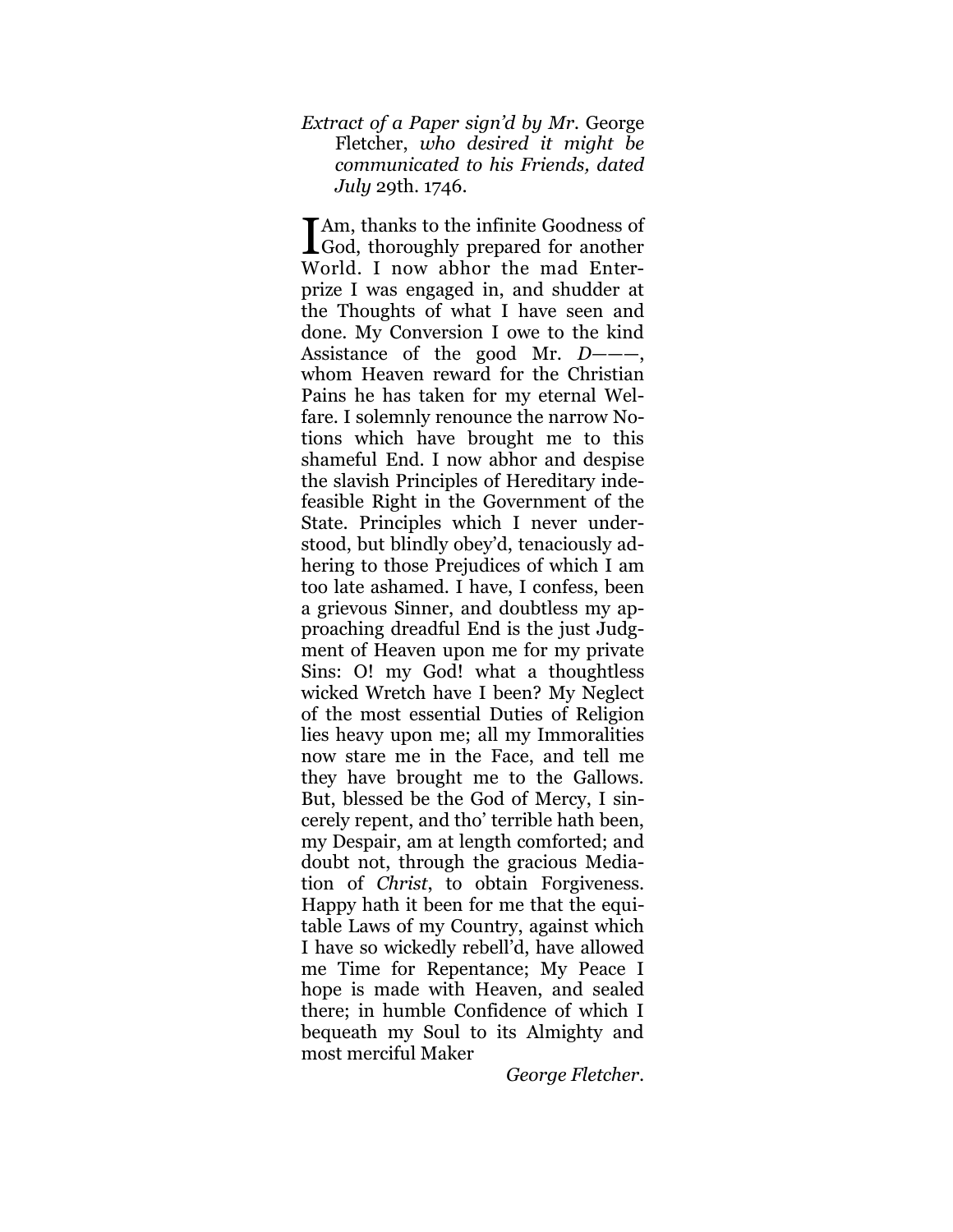*Extract of a Paper sign'd by Mr.* George Fletcher, *who desired it might be communicated to his Friends, dated July* 29th. 1746.

I Am, thanks to the infinite Goodness of God, thoroughly prepared for another World. I now abhor the mad Enterprize I was engaged in, and shudder at the Thoughts of what I have seen and done. My Conversion I owe to the kind Assistance of the good Mr. *D———*, whom Heaven reward for the Christian Pains he has taken for my eternal Welfare. I solemnly renounce the narrow Notions which have brought me to this shameful End. I now abhor and despise the slavish Principles of Hereditary indefeasible Right in the Government of the State. Principles which I never understood, but blindly obey'd, tenaciously adhering to those Prejudices of which I am too late ashamed. I have, I confess, been a grievous Sinner, and doubtless my approaching dreadful End is the just Judgment of Heaven upon me for my private Sins: O! my God! what a thoughtless wicked Wretch have I been? My Neglect of the most essential Duties of Religion lies heavy upon me; all my Immoralities now stare me in the Face, and tell me they have brought me to the Gallows. But, blessed be the God of Mercy, I sincerely repent, and tho' terrible hath been, my Despair, am at length comforted; and doubt not, through the gracious Mediation of *Christ*, to obtain Forgiveness. Happy hath it been for me that the equitable Laws of my Country, against which I have so wickedly rebell'd, have allowed me Time for Repentance; My Peace I hope is made with Heaven, and sealed there; in humble Confidence of which I bequeath my Soul to its Almighty and most merciful Maker

*George Fletcher.*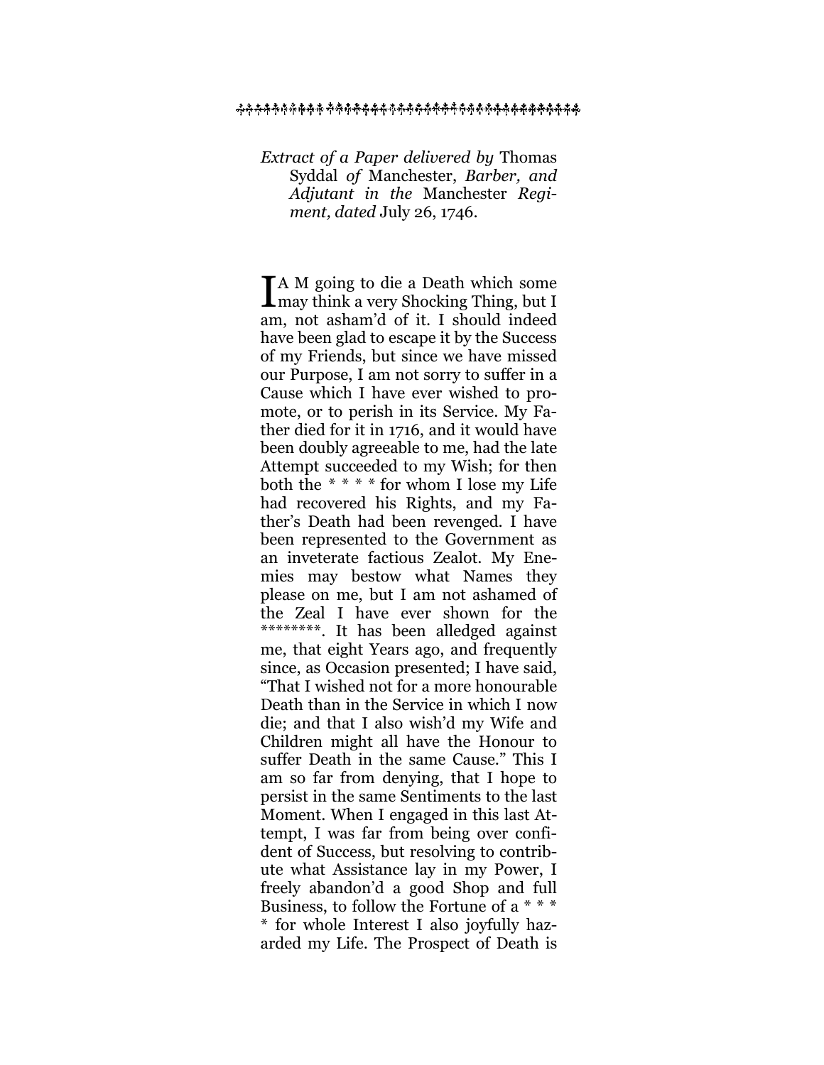*Extract of a Paper delivered by* Thomas Syddal *of* Manchester, *Barber, and Adjutant in the* Manchester *Regiment, dated* July 26, 1746.

IAM going to die a Death which some may think a very Shocking Thing, but I am, not asham'd of it. I should indeed have been glad to escape it by the Success of my Friends, but since we have missed our Purpose, I am not sorry to suffer in a Cause which I have ever wished to promote, or to perish in its Service. My Father died for it in 1716, and it would have been doubly agreeable to me, had the late Attempt succeeded to my Wish; for then both the * * * * for whom I lose my Life had recovered his Rights, and my Father's Death had been revenged. I have been represented to the Government as an inveterate factious Zealot. My Enemies may bestow what Names they please on me, but I am not ashamed of the Zeal I have ever shown for the ********. It has been alledged against me, that eight Years ago, and frequently since, as Occasion presented; I have said, "That I wished not for a more honourable Death than in the Service in which I now die; and that I also wish'd my Wife and Children might all have the Honour to suffer Death in the same Cause." This I am so far from denying, that I hope to persist in the same Sentiments to the last Moment. When I engaged in this last Attempt, I was far from being over confident of Success, but resolving to contribute what Assistance lay in my Power, I freely abandon'd a good Shop and full Business, to follow the Fortune of a * * * * for whole Interest I also joyfully hazarded my Life. The Prospect of Death is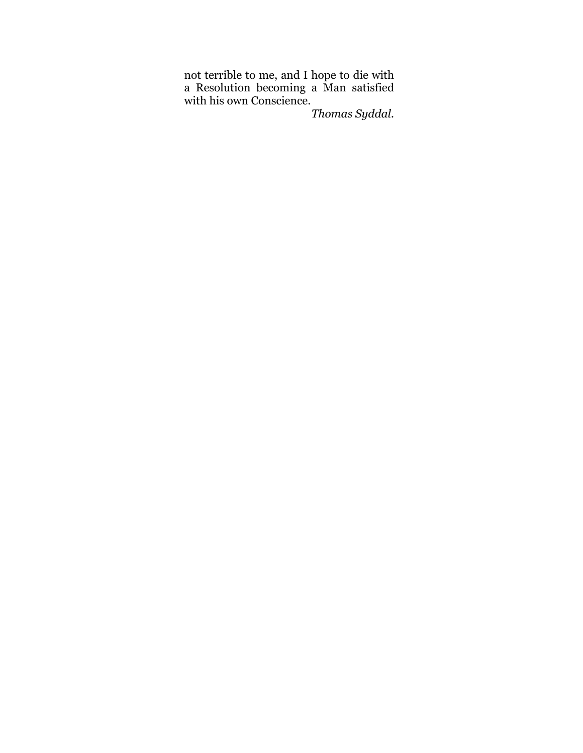not terrible to me, and I hope to die with a Resolution becoming a Man satisfied with his own Conscience.

*Thomas Syddal.*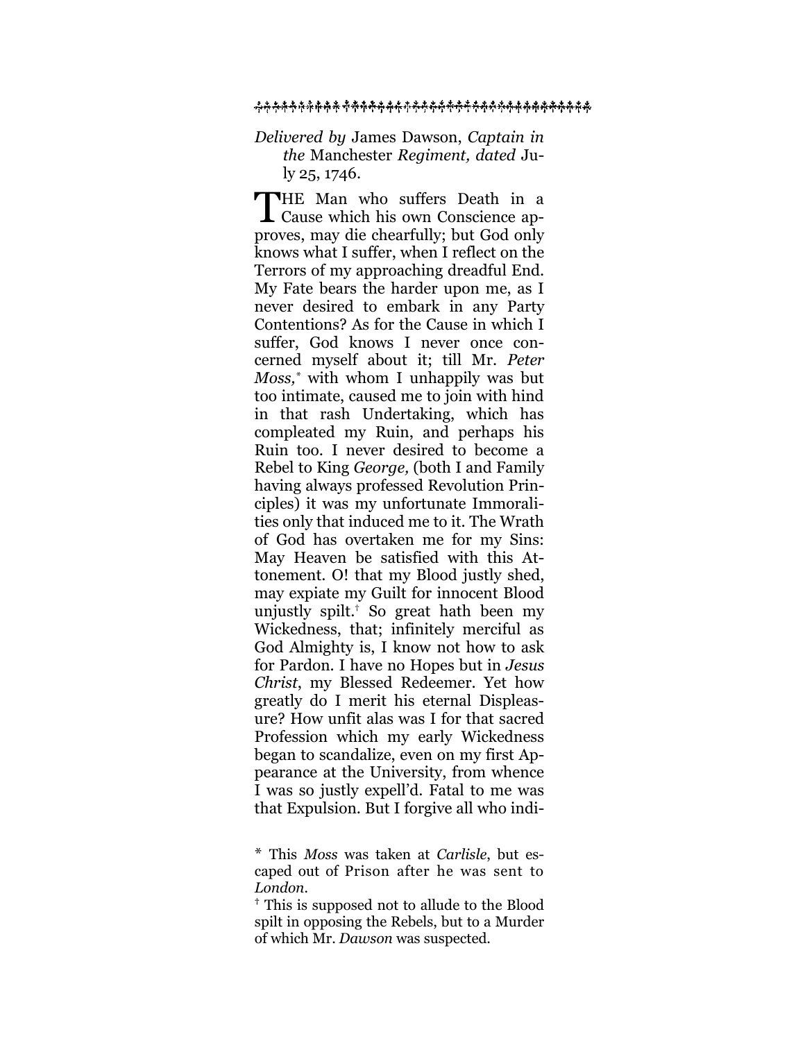*Delivered by* James Dawson, *Captain in the* Manchester *Regiment, dated* July 25, 1746.

THE Man who suffers Death in a Cause which his own Conscience approves, may die chearfully; but God only knows what I suffer, when I reflect on the Terrors of my approaching dreadful End. My Fate bears the harder upon me, as I never desired to embark in any Party Contentions? As for the Cause in which I suffer, God knows I never once concerned myself about it; till Mr. *Peter Moss,*[*] with whom I unhappily was but too intimate, caused me to join with hind in that rash Undertaking, which has compleated my Ruin, and perhaps his Ruin too. I never desired to become a Rebel to King *George,* (both I and Family having always professed Revolution Principles) it was my unfortunate Immoralities only that induced me to it. The Wrath of God has overtaken me for my Sins: May Heaven be satisfied with this Attonement. O! that my Blood justly shed, may expiate my Guilt for innocent Blood unjustly spilt.[†] So great hath been my Wickedness, that; infinitely merciful as God Almighty is, I know not how to ask for Pardon. I have no Hopes but in *Jesus Christ*, my Blessed Redeemer. Yet how greatly do I merit his eternal Displeasure? How unfit alas was I for that sacred Profession which my early Wickedness began to scandalize, even on my first Appearance at the University, from whence I was so justly expell'd. Fatal to me was that Expulsion. But I forgive all who indi-

[*] This *Moss* was taken at *Carlisle*, but escaped out of Prison after he was sent to *London*.

[†] This is supposed not to allude to the Blood spilt in opposing the Rebels, but to a Murder of which Mr. *Dawson* was suspected.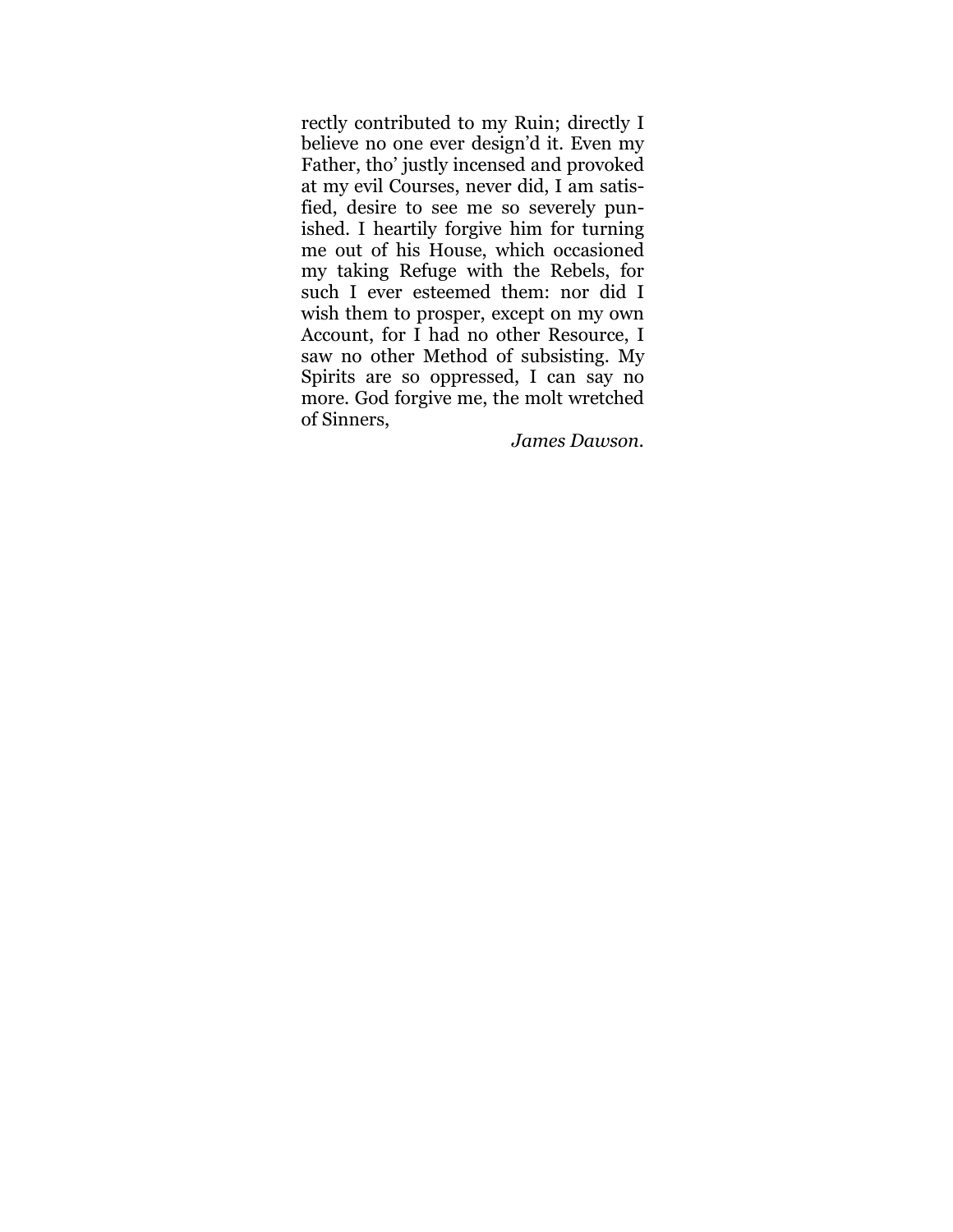rectly contributed to my Ruin; directly I believe no one ever design'd it. Even my Father, tho' justly incensed and provoked at my evil Courses, never did, I am satisfied, desire to see me so severely punished. I heartily forgive him for turning me out of his House, which occasioned my taking Refuge with the Rebels, for such I ever esteemed them: nor did I wish them to prosper, except on my own Account, for I had no other Resource, I saw no other Method of subsisting. My Spirits are so oppressed, I can say no more. God forgive me, the molt wretched of Sinners,

*James Dawson.*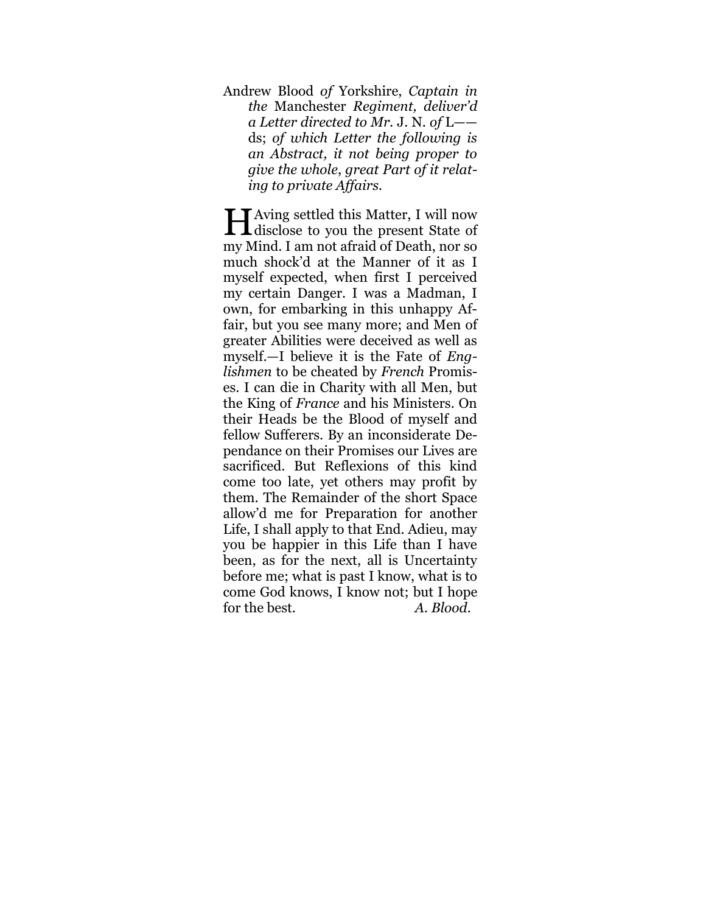Andrew Blood *of* Yorkshire, *Captain in the* Manchester *Regiment, deliver'd a Letter directed to Mr.* J. N. *of* L——ds; *of which Letter the following is an Abstract, it not being proper to give the whole, great Part of it relating to private Affairs.*

HAving settled this Matter, I will now disclose to you the present State of my Mind. I am not afraid of Death, nor so much shock'd at the Manner of it as I myself expected, when first I perceived my certain Danger. I was a Madman, I own, for embarking in this unhappy Affair, but you see many more; and Men of greater Abilities were deceived as well as myself.—I believe it is the Fate of *Englishmen* to be cheated by *French* Promises. I can die in Charity with all Men, but the King of *France* and his Ministers. On their Heads be the Blood of myself and fellow Sufferers. By an inconsiderate Dependance on their Promises our Lives are sacrificed. But Reflexions of this kind come too late, yet others may profit by them. The Remainder of the short Space allow'd me for Preparation for another Life, I shall apply to that End. Adieu, may you be happier in this Life than I have been, as for the next, all is Uncertainty before me; what is past I know, what is to come God knows, I know not; but I hope for the best. *A. Blood.*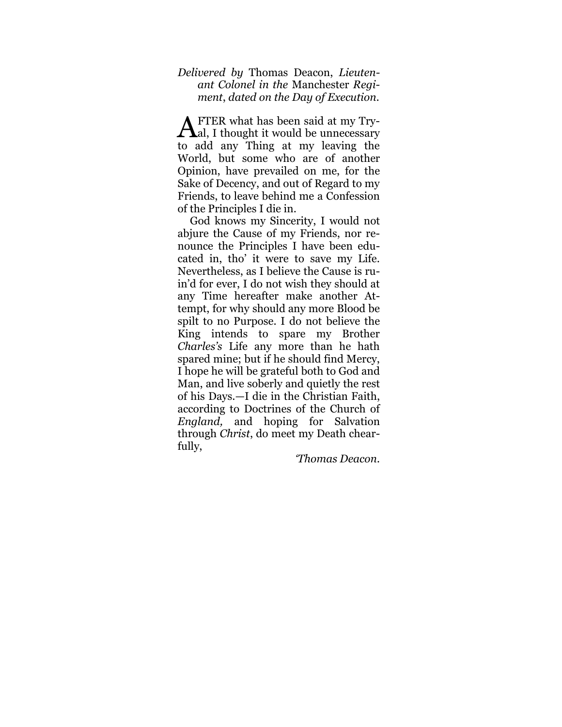*Delivered by* Thomas Deacon, *Lieutenant Colonel in the* Manchester *Regiment*, *dated on the Day of Execution*.

AFTER what has been said at my Tryal, I thought it would be unnecessary to add any Thing at my leaving the World, but some who are of another Opinion, have prevailed on me, for the Sake of Decency, and out of Regard to my Friends, to leave behind me a Confession of the Principles I die in.

God knows my Sincerity, I would not abjure the Cause of my Friends, nor renounce the Principles I have been educated in, tho' it were to save my Life. Nevertheless, as I believe the Cause is ruin'd for ever, I do not wish they should at any Time hereafter make another Attempt, for why should any more Blood be spilt to no Purpose. I do not believe the King intends to spare my Brother *Charles's* Life any more than he hath spared mine; but if he should find Mercy, I hope he will be grateful both to God and Man, and live soberly and quietly the rest of his Days.—I die in the Christian Faith, according to Doctrines of the Church of *England,* and hoping for Salvation through *Christ*, do meet my Death chearfully,

*'Thomas Deacon*.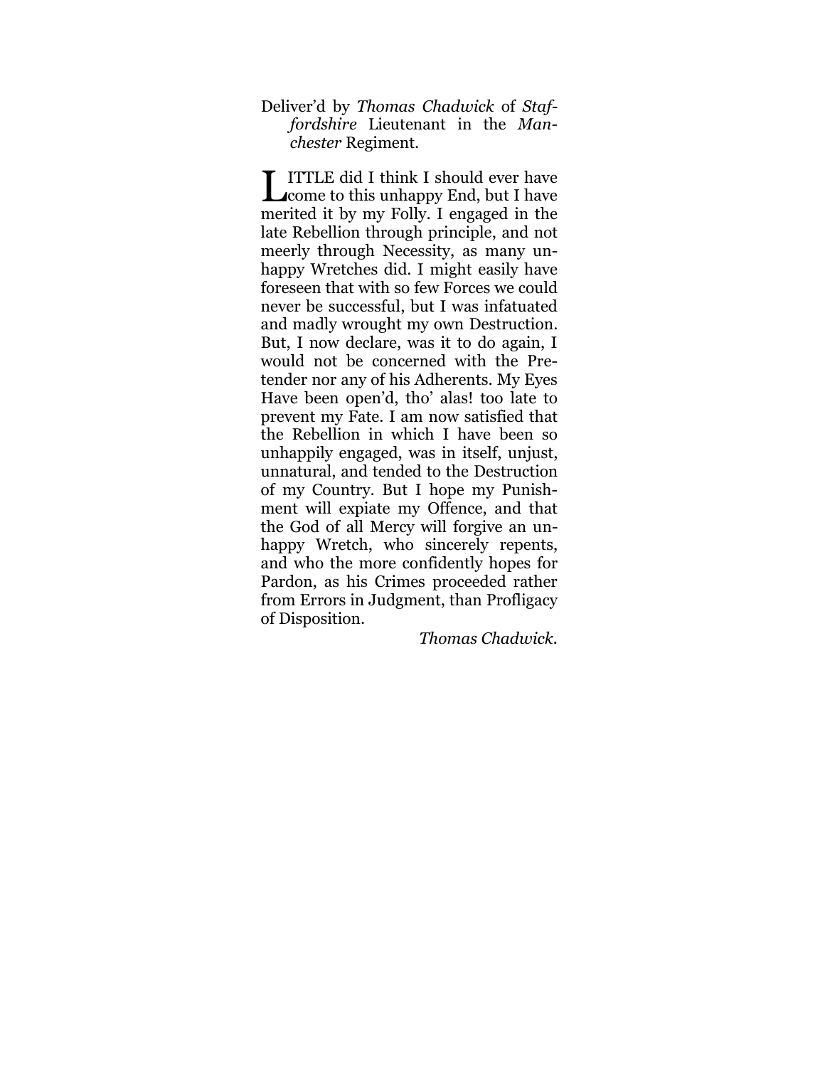Deliver'd by *Thomas Chadwick* of *Staffordshire* Lieutenant in the *Manchester* Regiment.

LITTLE did I think I should ever have come to this unhappy End, but I have merited it by my Folly. I engaged in the late Rebellion through principle, and not meerly through Necessity, as many unhappy Wretches did. I might easily have foreseen that with so few Forces we could never be successful, but I was infatuated and madly wrought my own Destruction. But, I now declare, was it to do again, I would not be concerned with the Pretender nor any of his Adherents. My Eyes Have been open'd, tho' alas! too late to prevent my Fate. I am now satisfied that the Rebellion in which I have been so unhappily engaged, was in itself, unjust, unnatural, and tended to the Destruction of my Country. But I hope my Punishment will expiate my Offence, and that the God of all Mercy will forgive an unhappy Wretch, who sincerely repents, and who the more confidently hopes for Pardon, as his Crimes proceeded rather from Errors in Judgment, than Profligacy of Disposition.

*Thomas Chadwick.*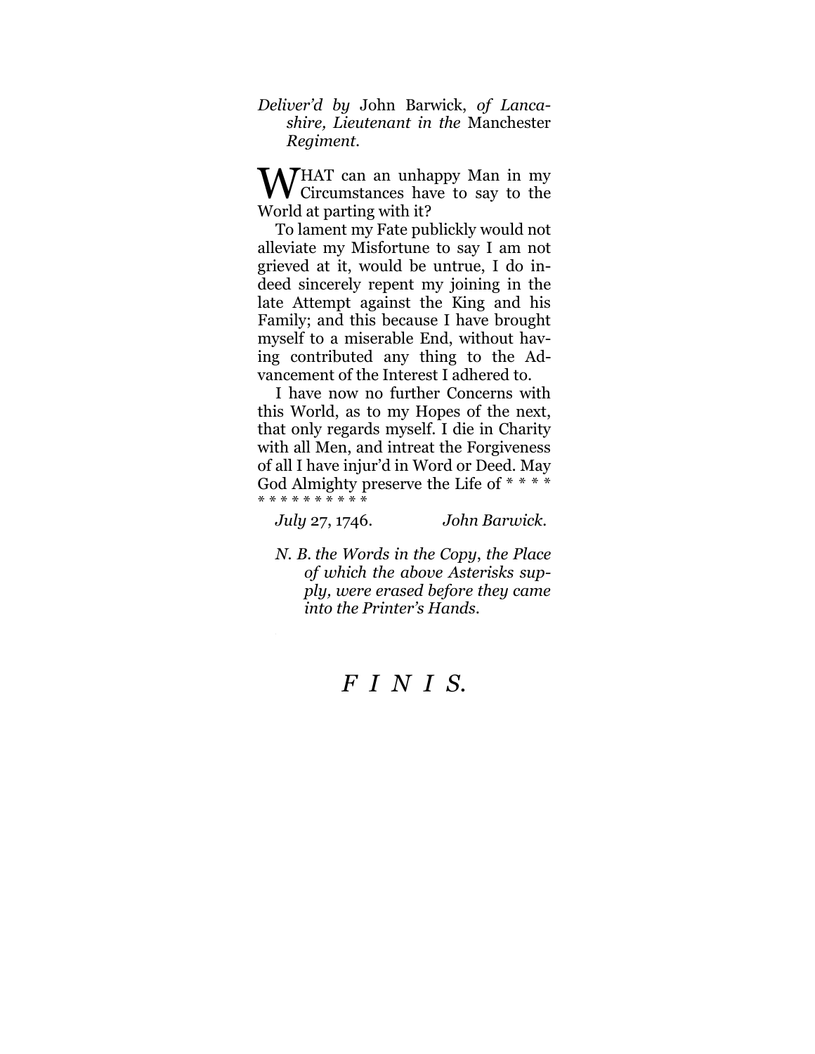*Deliver'd by* John Barwick, *of Lancashire, Lieutenant in the* Manchester *Regiment.*

WHAT can an unhappy Man in my Circumstances have to say to the World at parting with it?

To lament my Fate publickly would not alleviate my Misfortune to say I am not grieved at it, would be untrue, I do indeed sincerely repent my joining in the late Attempt against the King and his Family; and this because I have brought myself to a miserable End, without having contributed any thing to the Advancement of the Interest I adhered to.

I have now no further Concerns with this World, as to my Hopes of the next, that only regards myself. I die in Charity with all Men, and intreat the Forgiveness of all I have injur'd in Word or Deed. May God Almighty preserve the Life of * * * * * * * * * * * * * *

*July* 27, 1746. *John Barwick.*

*N. B. the Words in the Copy, the Place of which the above Asterisks supply, were erased before they came into the Printer's Hands.*

*F I N I S.*